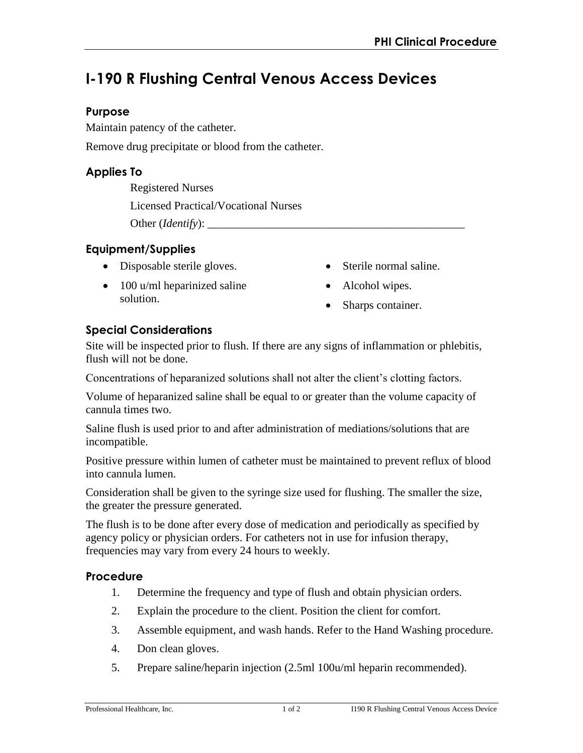# I-190 R Flushing Central Venous Access Devices

## Purpose

Maintain patency of the catheter.

Remove drug precipitate or blood from the catheter.

## Applies To

Registered Nurses

Licensed Practical/Vocational Nurses

Other (*Identify*): _______________________________________________

## Equipment/Supplies

- Disposable sterile gloves.
- 100 u/ml heparinized saline solution.
- Sterile normal saline.
- Alcohol wipes.
- Sharps container.

## Special Considerations

Site will be inspected prior to flush. If there are any signs of inflammation or phlebitis, flush will not be done.

Concentrations of heparanized solutions shall not alter the client's clotting factors.

Volume of heparanized saline shall be equal to or greater than the volume capacity of cannula times two.

Saline flush is used prior to and after administration of mediations/solutions that are incompatible.

Positive pressure within lumen of catheter must be maintained to prevent reflux of blood into cannula lumen.

Consideration shall be given to the syringe size used for flushing. The smaller the size, the greater the pressure generated.

The flush is to be done after every dose of medication and periodically as specified by agency policy or physician orders. For catheters not in use for infusion therapy, frequencies may vary from every 24 hours to weekly.

## Procedure

1. Determine the frequency and type of flush and obtain physician orders.
2. Explain the procedure to the client. Position the client for comfort.
3. Assemble equipment, and wash hands. Refer to the Hand Washing procedure.
4. Don clean gloves.
5. Prepare saline/heparin injection (2.5ml 100u/ml heparin recommended).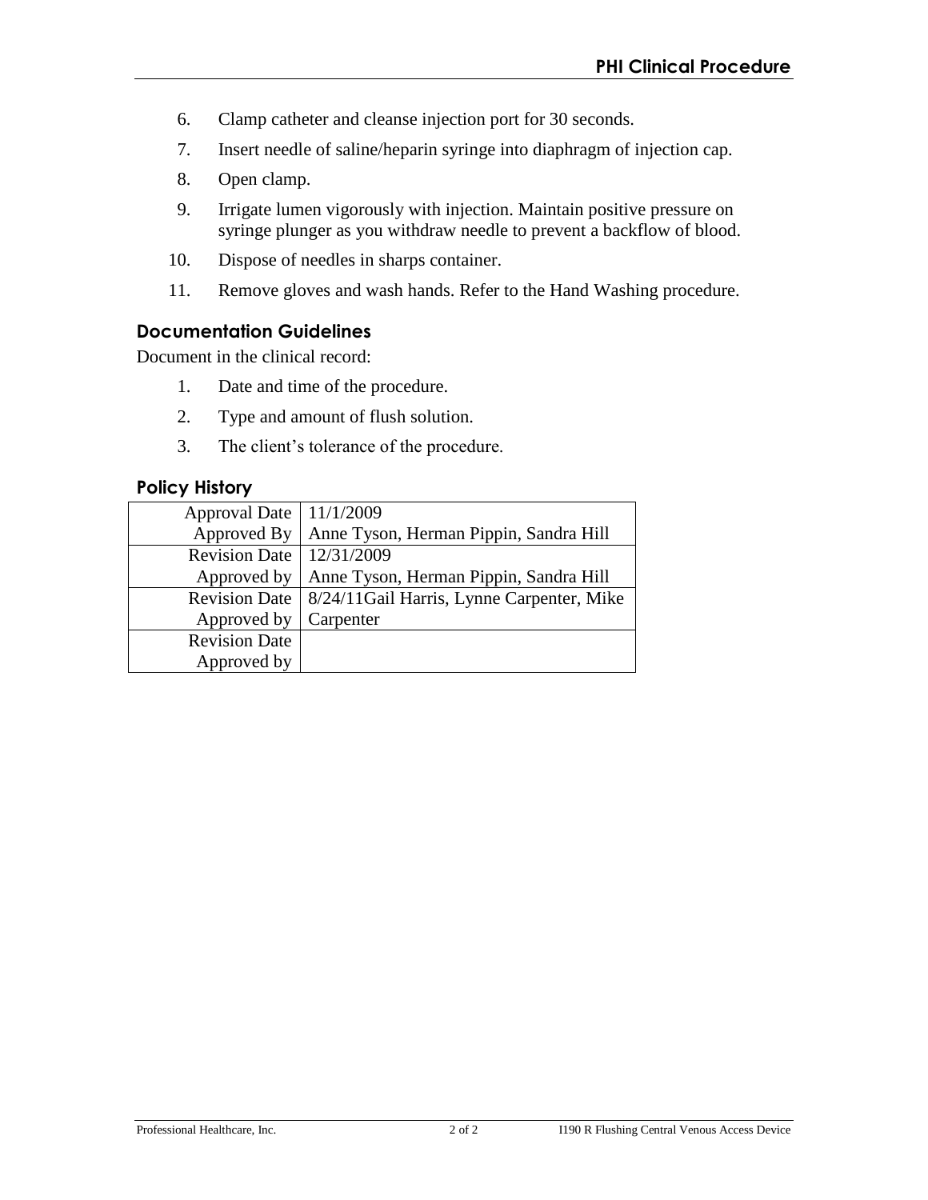6. Clamp catheter and cleanse injection port for 30 seconds.
7. Insert needle of saline/heparin syringe into diaphragm of injection cap.
8. Open clamp.
9. Irrigate lumen vigorously with injection. Maintain positive pressure on syringe plunger as you withdraw needle to prevent a backflow of blood.
10. Dispose of needles in sharps container.
11. Remove gloves and wash hands. Refer to the Hand Washing procedure.

## Documentation Guidelines

Document in the clinical record:

1. Date and time of the procedure.
2. Type and amount of flush solution.
3. The client's tolerance of the procedure.

## Policy History

| | |
|---|---|
| Approval Date<br>Approved By | 11/1/2009<br>Anne Tyson, Herman Pippin, Sandra Hill |
| Revision Date<br>Approved by | 12/31/2009<br>Anne Tyson, Herman Pippin, Sandra Hill |
| Revision Date<br>Approved by | 8/24/11Gail Harris, Lynne Carpenter, Mike Carpenter |
| Revision Date<br>Approved by | |